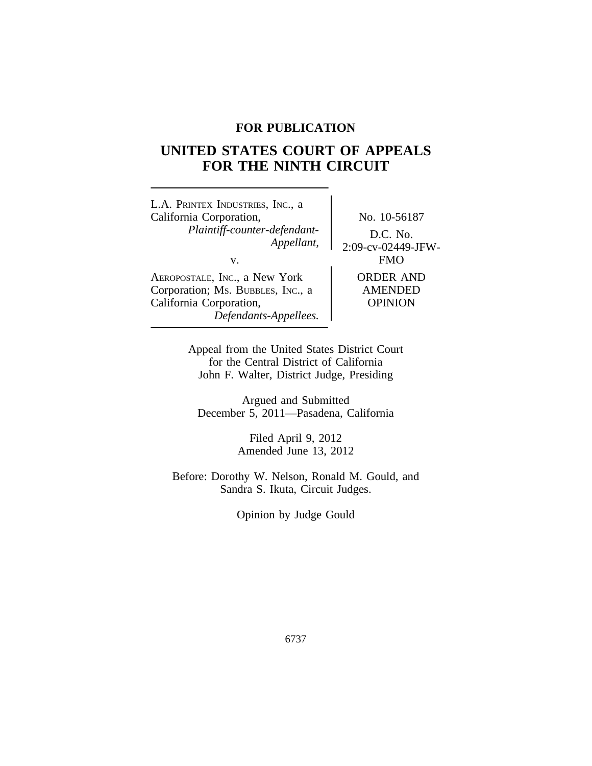**FOR PUBLICATION**

# UNITED STATES COURT OF APPEALS FOR THE NINTH CIRCUIT

L.A. PRINTEX INDUSTRIES, INC., a California Corporation,
*Plaintiff-counter-defendant-Appellant,*

v.

AEROPOSTALE, INC., a New York Corporation; MS. BUBBLES, INC., a California Corporation,
*Defendants-Appellees.*

No. 10-56187

D.C. No. 2:09-cv-02449-JFW-FMO

ORDER AND AMENDED OPINION

Appeal from the United States District Court for the Central District of California
John F. Walter, District Judge, Presiding

Argued and Submitted
December 5, 2011—Pasadena, California

Filed April 9, 2012
Amended June 13, 2012

Before: Dorothy W. Nelson, Ronald M. Gould, and Sandra S. Ikuta, Circuit Judges.

Opinion by Judge Gould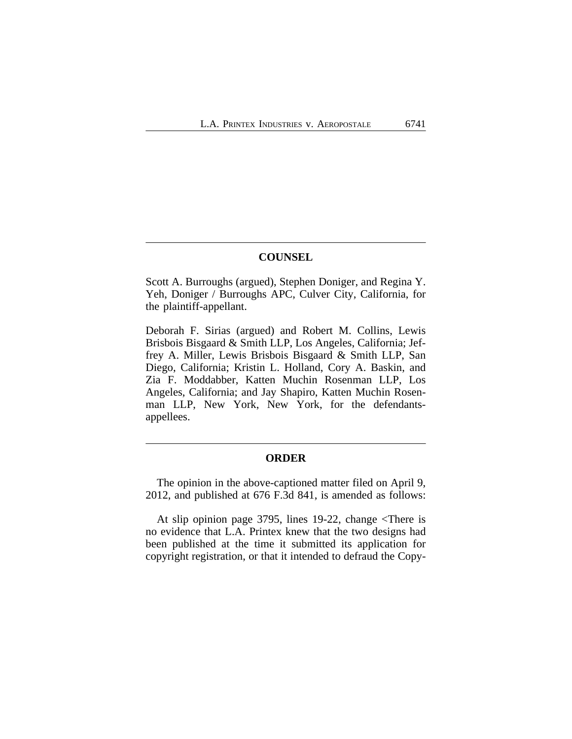## COUNSEL

Scott A. Burroughs (argued), Stephen Doniger, and Regina Y. Yeh, Doniger / Burroughs APC, Culver City, California, for the plaintiff-appellant.

Deborah F. Sirias (argued) and Robert M. Collins, Lewis Brisbois Bisgaard & Smith LLP, Los Angeles, California; Jeffrey A. Miller, Lewis Brisbois Bisgaard & Smith LLP, San Diego, California; Kristin L. Holland, Cory A. Baskin, and Zia F. Moddabber, Katten Muchin Rosenman LLP, Los Angeles, California; and Jay Shapiro, Katten Muchin Rosenman LLP, New York, New York, for the defendants-appellees.

## ORDER

The opinion in the above-captioned matter filed on April 9, 2012, and published at 676 F.3d 841, is amended as follows:

At slip opinion page 3795, lines 19-22, change <There is no evidence that L.A. Printex knew that the two designs had been published at the time it submitted its application for copyright registration, or that it intended to defraud the Copy-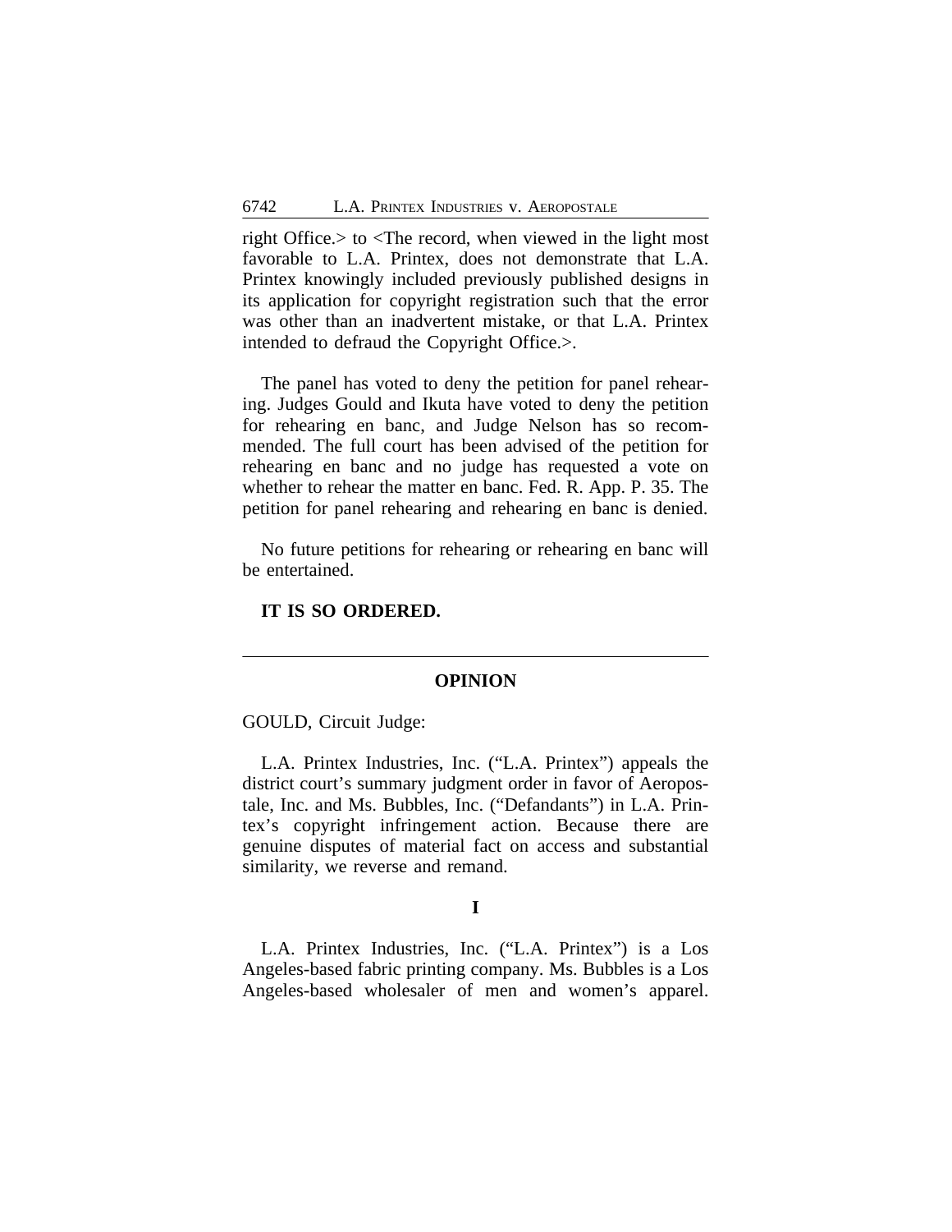right Office.> to <The record, when viewed in the light most favorable to L.A. Printex, does not demonstrate that L.A. Printex knowingly included previously published designs in its application for copyright registration such that the error was other than an inadvertent mistake, or that L.A. Printex intended to defraud the Copyright Office.>.

The panel has voted to deny the petition for panel rehearing. Judges Gould and Ikuta have voted to deny the petition for rehearing en banc, and Judge Nelson has so recommended. The full court has been advised of the petition for rehearing en banc and no judge has requested a vote on whether to rehear the matter en banc. Fed. R. App. P. 35. The petition for panel rehearing and rehearing en banc is denied.

No future petitions for rehearing or rehearing en banc will be entertained.

**IT IS SO ORDERED.**

---

## OPINION

GOULD, Circuit Judge:

L.A. Printex Industries, Inc. ("L.A. Printex") appeals the district court's summary judgment order in favor of Aeropostale, Inc. and Ms. Bubbles, Inc. ("Defendants") in L.A. Printex's copyright infringement action. Because there are genuine disputes of material fact on access and substantial similarity, we reverse and remand.

### I

L.A. Printex Industries, Inc. ("L.A. Printex") is a Los Angeles-based fabric printing company. Ms. Bubbles is a Los Angeles-based wholesaler of men and women's apparel.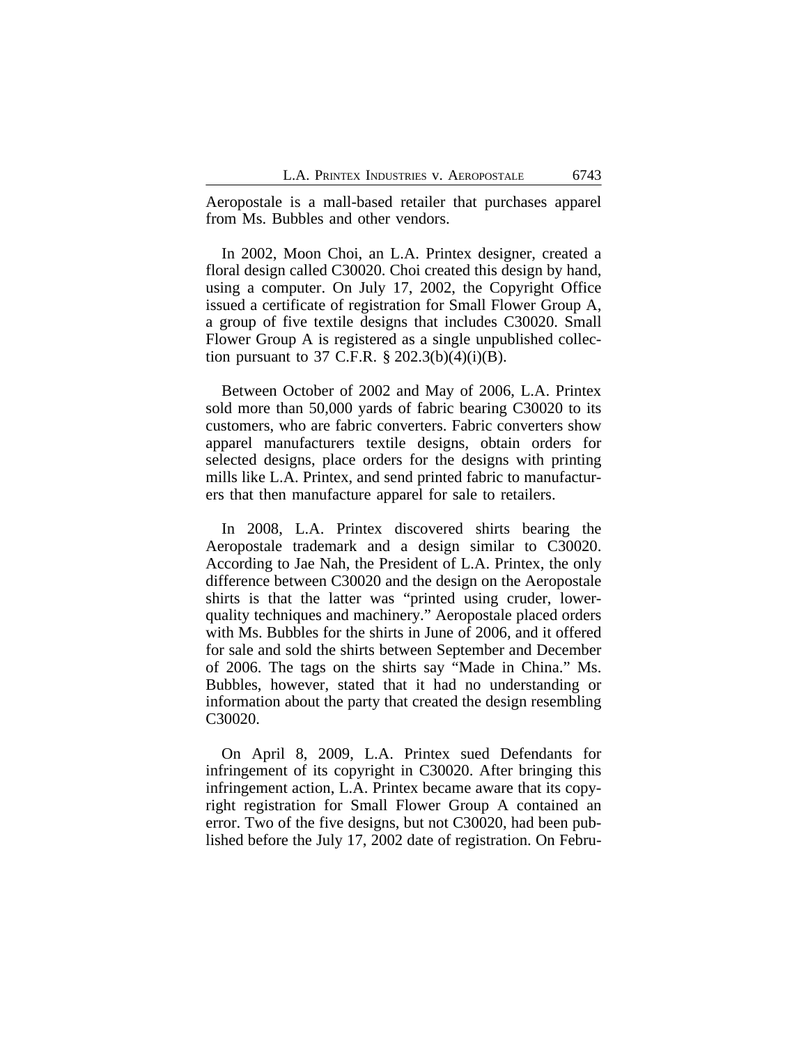Aeropostale is a mall-based retailer that purchases apparel from Ms. Bubbles and other vendors.

In 2002, Moon Choi, an L.A. Printex designer, created a floral design called C30020. Choi created this design by hand, using a computer. On July 17, 2002, the Copyright Office issued a certificate of registration for Small Flower Group A, a group of five textile designs that includes C30020. Small Flower Group A is registered as a single unpublished collection pursuant to 37 C.F.R. § 202.3(b)(4)(i)(B).

Between October of 2002 and May of 2006, L.A. Printex sold more than 50,000 yards of fabric bearing C30020 to its customers, who are fabric converters. Fabric converters show apparel manufacturers textile designs, obtain orders for selected designs, place orders for the designs with printing mills like L.A. Printex, and send printed fabric to manufacturers that then manufacture apparel for sale to retailers.

In 2008, L.A. Printex discovered shirts bearing the Aeropostale trademark and a design similar to C30020. According to Jae Nah, the President of L.A. Printex, the only difference between C30020 and the design on the Aeropostale shirts is that the latter was "printed using cruder, lower-quality techniques and machinery." Aeropostale placed orders with Ms. Bubbles for the shirts in June of 2006, and it offered for sale and sold the shirts between September and December of 2006. The tags on the shirts say "Made in China." Ms. Bubbles, however, stated that it had no understanding or information about the party that created the design resembling C30020.

On April 8, 2009, L.A. Printex sued Defendants for infringement of its copyright in C30020. After bringing this infringement action, L.A. Printex became aware that its copyright registration for Small Flower Group A contained an error. Two of the five designs, but not C30020, had been published before the July 17, 2002 date of registration. On Febru-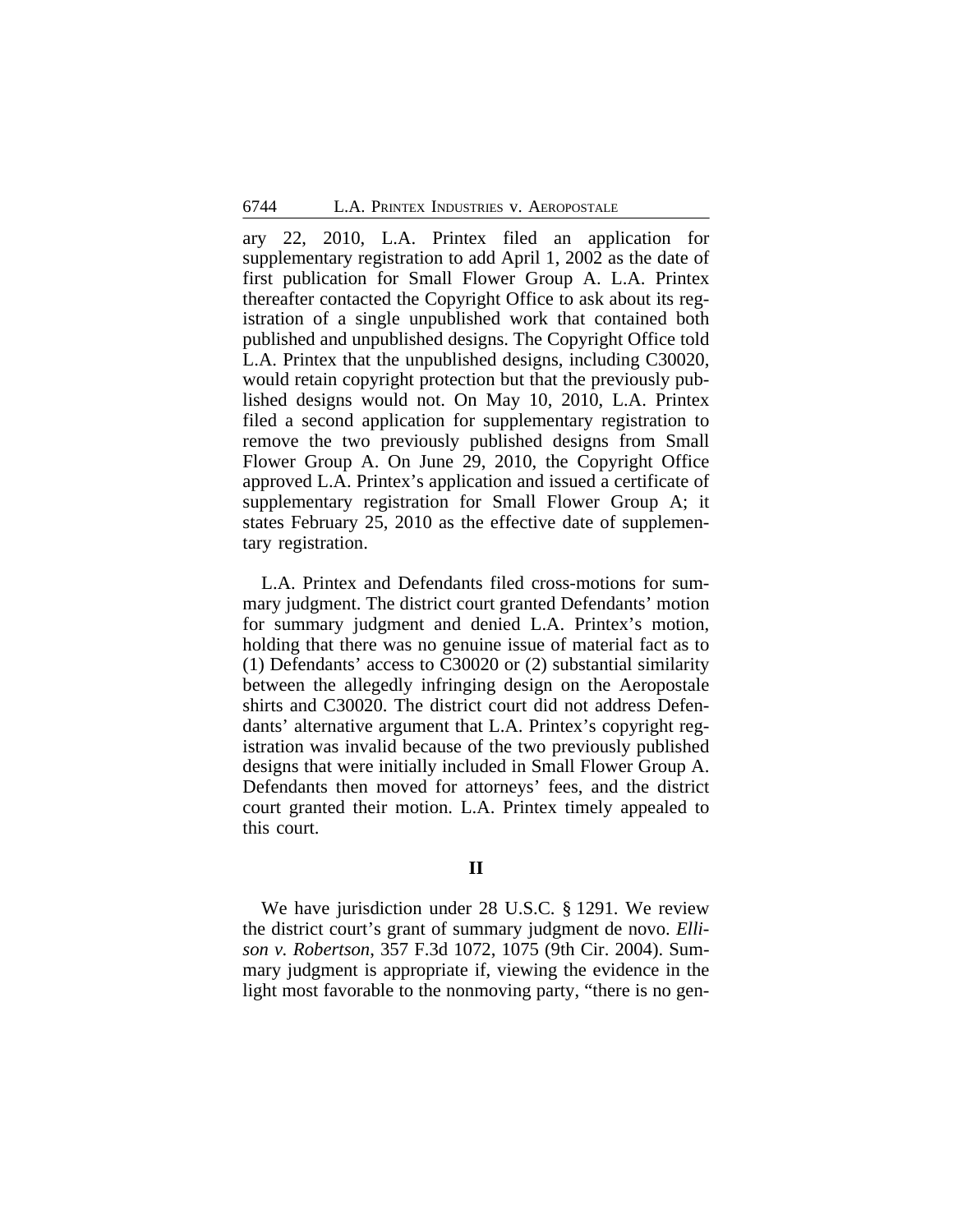ary 22, 2010, L.A. Printex filed an application for supplementary registration to add April 1, 2002 as the date of first publication for Small Flower Group A. L.A. Printex thereafter contacted the Copyright Office to ask about its registration of a single unpublished work that contained both published and unpublished designs. The Copyright Office told L.A. Printex that the unpublished designs, including C30020, would retain copyright protection but that the previously published designs would not. On May 10, 2010, L.A. Printex filed a second application for supplementary registration to remove the two previously published designs from Small Flower Group A. On June 29, 2010, the Copyright Office approved L.A. Printex's application and issued a certificate of supplementary registration for Small Flower Group A; it states February 25, 2010 as the effective date of supplementary registration.

L.A. Printex and Defendants filed cross-motions for summary judgment. The district court granted Defendants' motion for summary judgment and denied L.A. Printex's motion, holding that there was no genuine issue of material fact as to (1) Defendants' access to C30020 or (2) substantial similarity between the allegedly infringing design on the Aeropostale shirts and C30020. The district court did not address Defendants' alternative argument that L.A. Printex's copyright registration was invalid because of the two previously published designs that were initially included in Small Flower Group A. Defendants then moved for attorneys' fees, and the district court granted their motion. L.A. Printex timely appealed to this court.

## II

We have jurisdiction under 28 U.S.C. § 1291. We review the district court's grant of summary judgment de novo. *Ellison v. Robertson*, 357 F.3d 1072, 1075 (9th Cir. 2004). Summary judgment is appropriate if, viewing the evidence in the light most favorable to the nonmoving party, "there is no gen-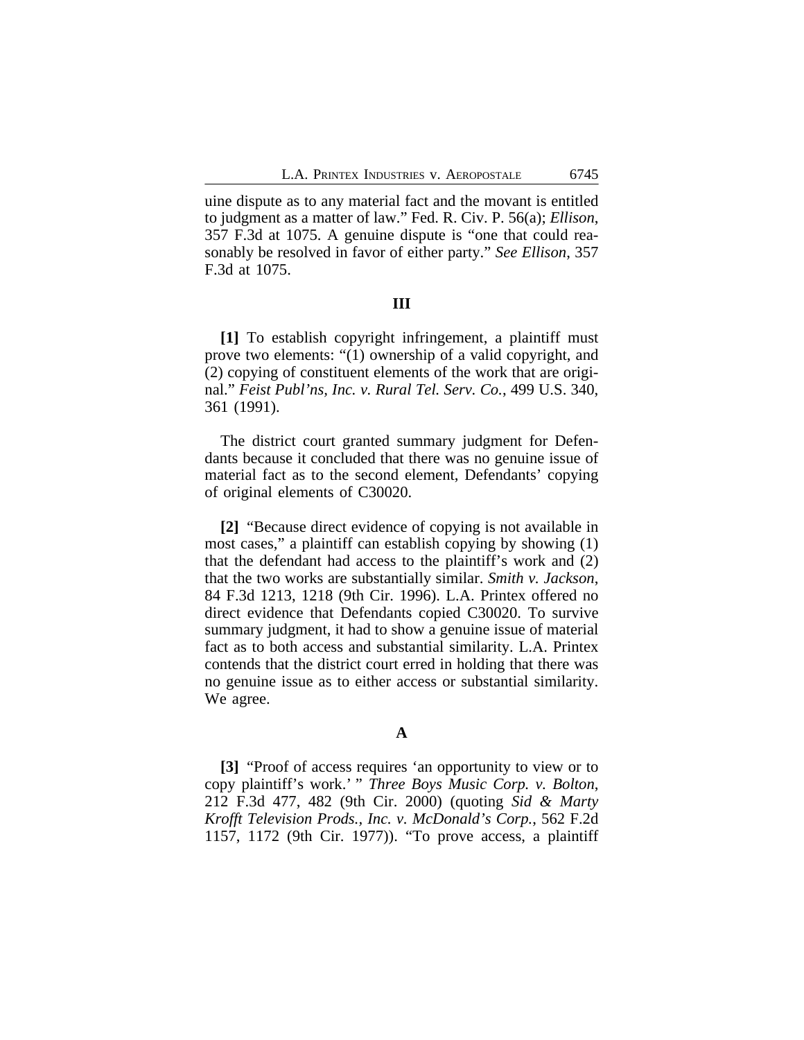uine dispute as to any material fact and the movant is entitled to judgment as a matter of law." Fed. R. Civ. P. 56(a); *Ellison*, 357 F.3d at 1075. A genuine dispute is "one that could reasonably be resolved in favor of either party." *See Ellison*, 357 F.3d at 1075.

## III

**[1]** To establish copyright infringement, a plaintiff must prove two elements: "(1) ownership of a valid copyright, and (2) copying of constituent elements of the work that are original." *Feist Publ'ns, Inc. v. Rural Tel. Serv. Co.*, 499 U.S. 340, 361 (1991).

The district court granted summary judgment for Defendants because it concluded that there was no genuine issue of material fact as to the second element, Defendants' copying of original elements of C30020.

**[2]** "Because direct evidence of copying is not available in most cases," a plaintiff can establish copying by showing (1) that the defendant had access to the plaintiff's work and (2) that the two works are substantially similar. *Smith v. Jackson*, 84 F.3d 1213, 1218 (9th Cir. 1996). L.A. Printex offered no direct evidence that Defendants copied C30020. To survive summary judgment, it had to show a genuine issue of material fact as to both access and substantial similarity. L.A. Printex contends that the district court erred in holding that there was no genuine issue as to either access or substantial similarity. We agree.

### A

**[3]** "Proof of access requires 'an opportunity to view or to copy plaintiff's work.' " *Three Boys Music Corp. v. Bolton*, 212 F.3d 477, 482 (9th Cir. 2000) (quoting *Sid & Marty Krofft Television Prods., Inc. v. McDonald's Corp.*, 562 F.2d 1157, 1172 (9th Cir. 1977)). "To prove access, a plaintiff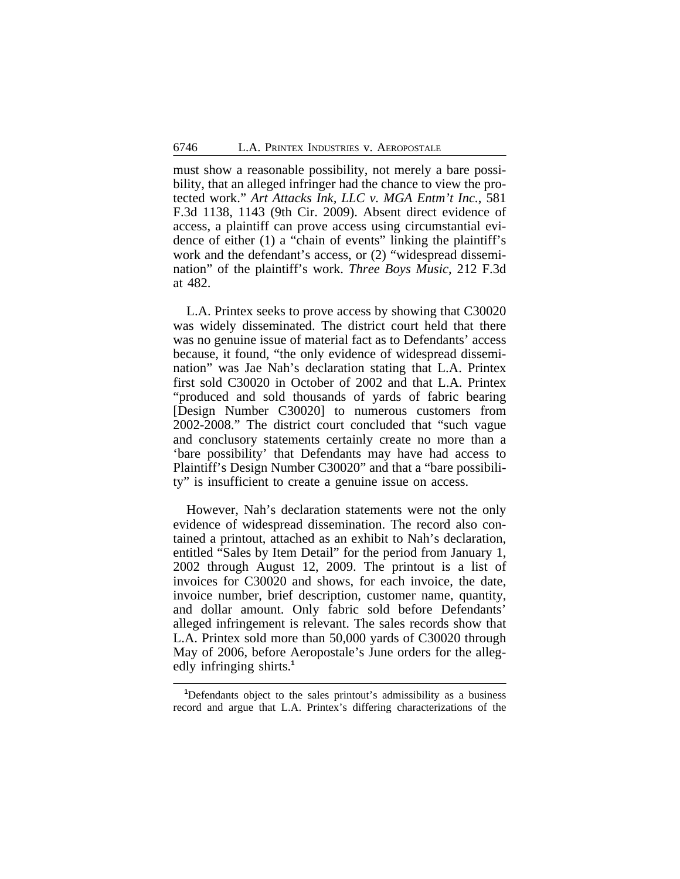must show a reasonable possibility, not merely a bare possibility, that an alleged infringer had the chance to view the protected work." *Art Attacks Ink, LLC v. MGA Entm't Inc.*, 581 F.3d 1138, 1143 (9th Cir. 2009). Absent direct evidence of access, a plaintiff can prove access using circumstantial evidence of either (1) a "chain of events" linking the plaintiff's work and the defendant's access, or (2) "widespread dissemination" of the plaintiff's work. *Three Boys Music*, 212 F.3d at 482.

L.A. Printex seeks to prove access by showing that C30020 was widely disseminated. The district court held that there was no genuine issue of material fact as to Defendants' access because, it found, "the only evidence of widespread dissemination" was Jae Nah's declaration stating that L.A. Printex first sold C30020 in October of 2002 and that L.A. Printex "produced and sold thousands of yards of fabric bearing [Design Number C30020] to numerous customers from 2002-2008." The district court concluded that "such vague and conclusory statements certainly create no more than a 'bare possibility' that Defendants may have had access to Plaintiff's Design Number C30020" and that a "bare possibility" is insufficient to create a genuine issue on access.

However, Nah's declaration statements were not the only evidence of widespread dissemination. The record also contained a printout, attached as an exhibit to Nah's declaration, entitled "Sales by Item Detail" for the period from January 1, 2002 through August 12, 2009. The printout is a list of invoices for C30020 and shows, for each invoice, the date, invoice number, brief description, customer name, quantity, and dollar amount. Only fabric sold before Defendants' alleged infringement is relevant. The sales records show that L.A. Printex sold more than 50,000 yards of C30020 through May of 2006, before Aeropostale's June orders for the allegedly infringing shirts.[1]

[1]Defendants object to the sales printout's admissibility as a business record and argue that L.A. Printex's differing characterizations of the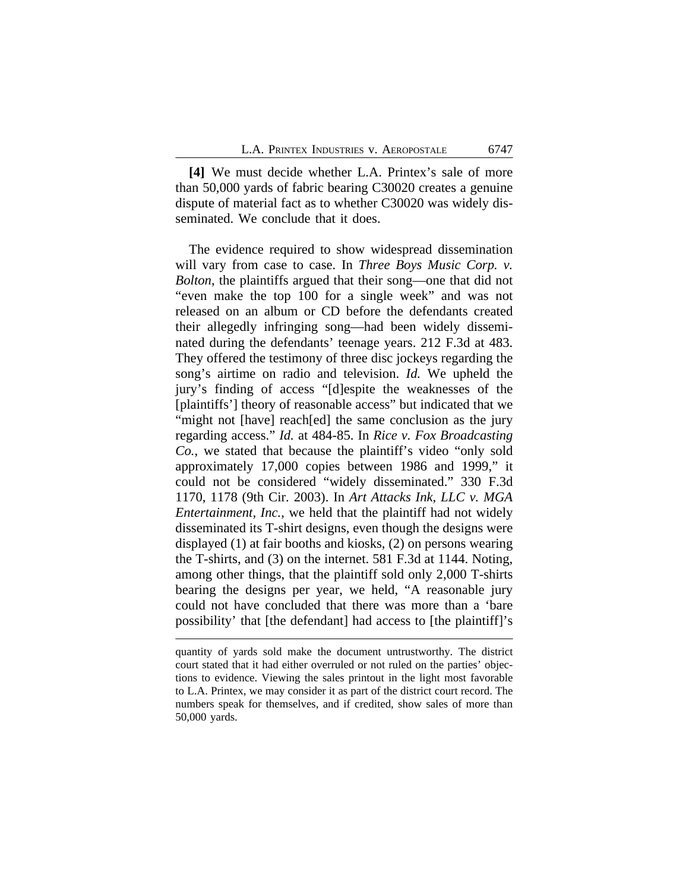**[4]** We must decide whether L.A. Printex's sale of more than 50,000 yards of fabric bearing C30020 creates a genuine dispute of material fact as to whether C30020 was widely disseminated. We conclude that it does.

The evidence required to show widespread dissemination will vary from case to case. In *Three Boys Music Corp. v. Bolton*, the plaintiffs argued that their song—one that did not "even make the top 100 for a single week" and was not released on an album or CD before the defendants created their allegedly infringing song—had been widely disseminated during the defendants' teenage years. 212 F.3d at 483. They offered the testimony of three disc jockeys regarding the song's airtime on radio and television. *Id.* We upheld the jury's finding of access "[d]espite the weaknesses of the [plaintiffs'] theory of reasonable access" but indicated that we "might not [have] reach[ed] the same conclusion as the jury regarding access." *Id.* at 484-85. In *Rice v. Fox Broadcasting Co.*, we stated that because the plaintiff's video "only sold approximately 17,000 copies between 1986 and 1999," it could not be considered "widely disseminated." 330 F.3d 1170, 1178 (9th Cir. 2003). In *Art Attacks Ink, LLC v. MGA Entertainment, Inc.*, we held that the plaintiff had not widely disseminated its T-shirt designs, even though the designs were displayed (1) at fair booths and kiosks, (2) on persons wearing the T-shirts, and (3) on the internet. 581 F.3d at 1144. Noting, among other things, that the plaintiff sold only 2,000 T-shirts bearing the designs per year, we held, "A reasonable jury could not have concluded that there was more than a 'bare possibility' that [the defendant] had access to [the plaintiff]'s

---

quantity of yards sold make the document untrustworthy. The district court stated that it had either overruled or not ruled on the parties' objections to evidence. Viewing the sales printout in the light most favorable to L.A. Printex, we may consider it as part of the district court record. The numbers speak for themselves, and if credited, show sales of more than 50,000 yards.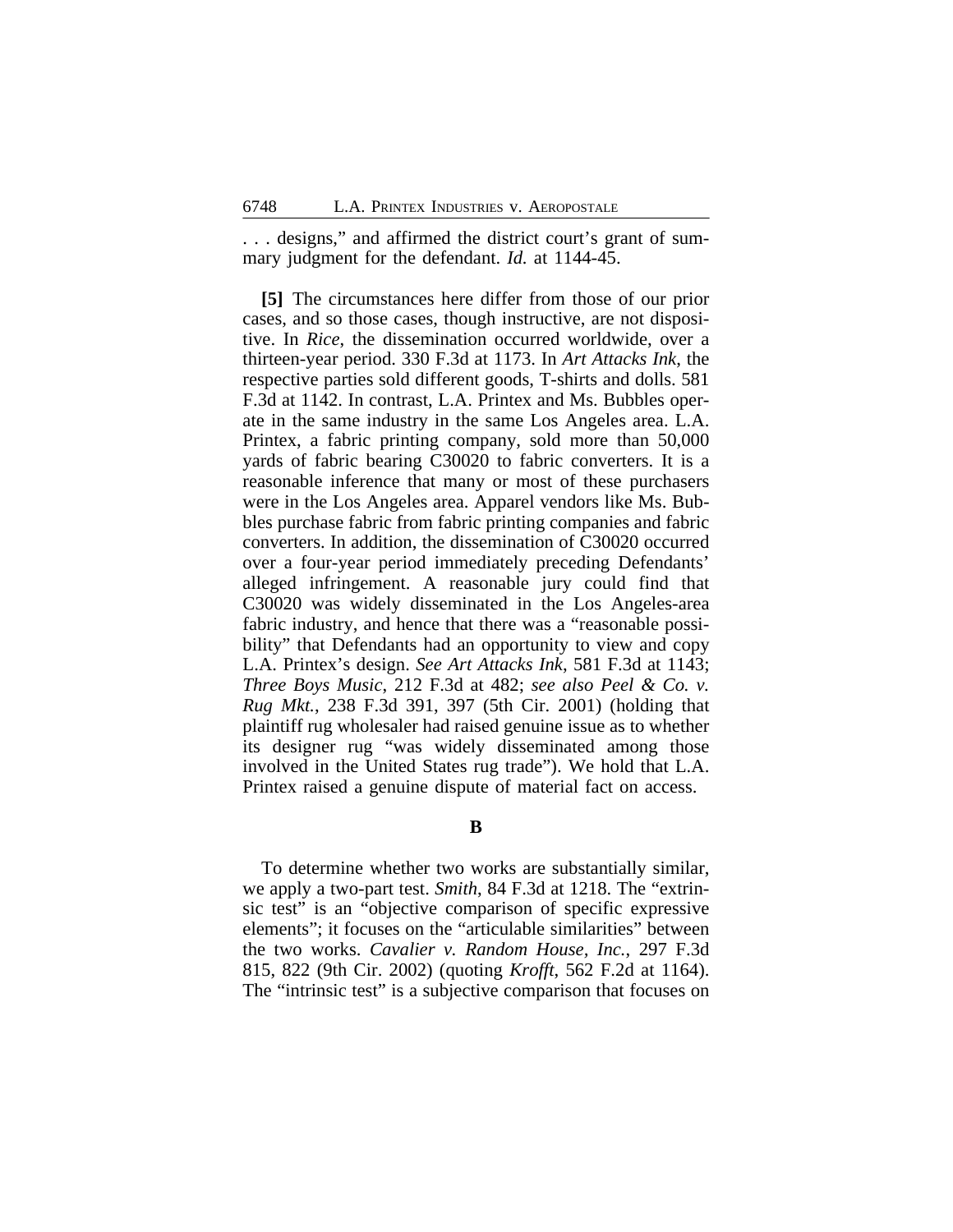. . . designs," and affirmed the district court's grant of summary judgment for the defendant. *Id.* at 1144-45.

**[5]** The circumstances here differ from those of our prior cases, and so those cases, though instructive, are not dispositive. In *Rice*, the dissemination occurred worldwide, over a thirteen-year period. 330 F.3d at 1173. In *Art Attacks Ink*, the respective parties sold different goods, T-shirts and dolls. 581 F.3d at 1142. In contrast, L.A. Printex and Ms. Bubbles operate in the same industry in the same Los Angeles area. L.A. Printex, a fabric printing company, sold more than 50,000 yards of fabric bearing C30020 to fabric converters. It is a reasonable inference that many or most of these purchasers were in the Los Angeles area. Apparel vendors like Ms. Bubbles purchase fabric from fabric printing companies and fabric converters. In addition, the dissemination of C30020 occurred over a four-year period immediately preceding Defendants' alleged infringement. A reasonable jury could find that C30020 was widely disseminated in the Los Angeles-area fabric industry, and hence that there was a "reasonable possibility" that Defendants had an opportunity to view and copy L.A. Printex's design. *See Art Attacks Ink*, 581 F.3d at 1143; *Three Boys Music*, 212 F.3d at 482; *see also Peel & Co. v. Rug Mkt.*, 238 F.3d 391, 397 (5th Cir. 2001) (holding that plaintiff rug wholesaler had raised genuine issue as to whether its designer rug "was widely disseminated among those involved in the United States rug trade"). We hold that L.A. Printex raised a genuine dispute of material fact on access.

### B

To determine whether two works are substantially similar, we apply a two-part test. *Smith*, 84 F.3d at 1218. The "extrinsic test" is an "objective comparison of specific expressive elements"; it focuses on the "articulable similarities" between the two works. *Cavalier v. Random House, Inc.*, 297 F.3d 815, 822 (9th Cir. 2002) (quoting *Krofft*, 562 F.2d at 1164). The "intrinsic test" is a subjective comparison that focuses on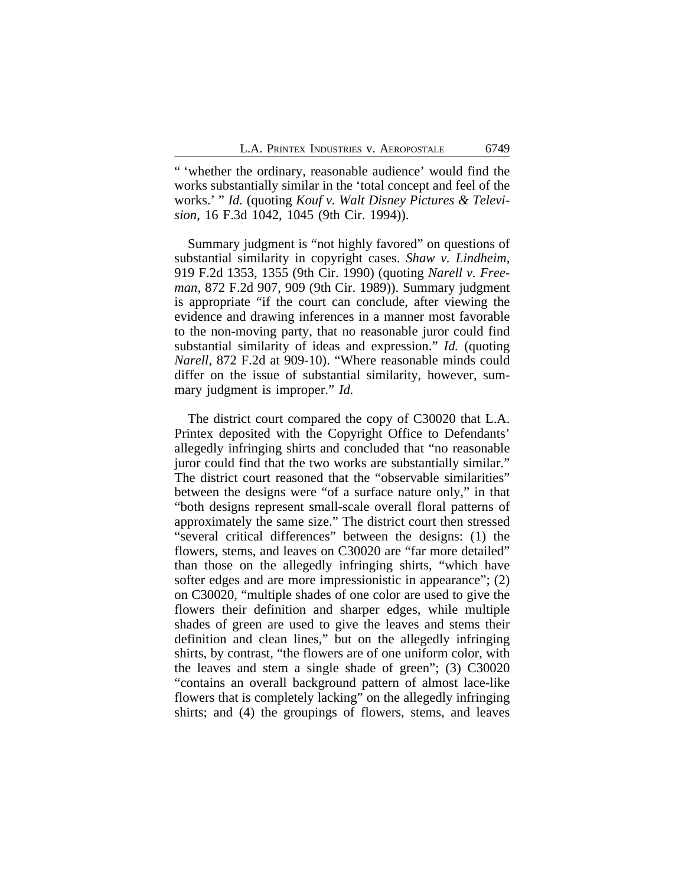" 'whether the ordinary, reasonable audience' would find the works substantially similar in the 'total concept and feel of the works.' " *Id.* (quoting *Kouf v. Walt Disney Pictures & Television*, 16 F.3d 1042, 1045 (9th Cir. 1994)).

Summary judgment is "not highly favored" on questions of substantial similarity in copyright cases. *Shaw v. Lindheim*, 919 F.2d 1353, 1355 (9th Cir. 1990) (quoting *Narell v. Freeman*, 872 F.2d 907, 909 (9th Cir. 1989)). Summary judgment is appropriate "if the court can conclude, after viewing the evidence and drawing inferences in a manner most favorable to the non-moving party, that no reasonable juror could find substantial similarity of ideas and expression." *Id.* (quoting *Narell*, 872 F.2d at 909-10). "Where reasonable minds could differ on the issue of substantial similarity, however, summary judgment is improper." *Id.*

The district court compared the copy of C30020 that L.A. Printex deposited with the Copyright Office to Defendants' allegedly infringing shirts and concluded that "no reasonable juror could find that the two works are substantially similar." The district court reasoned that the "observable similarities" between the designs were "of a surface nature only," in that "both designs represent small-scale overall floral patterns of approximately the same size." The district court then stressed "several critical differences" between the designs: (1) the flowers, stems, and leaves on C30020 are "far more detailed" than those on the allegedly infringing shirts, "which have softer edges and are more impressionistic in appearance"; (2) on C30020, "multiple shades of one color are used to give the flowers their definition and sharper edges, while multiple shades of green are used to give the leaves and stems their definition and clean lines," but on the allegedly infringing shirts, by contrast, "the flowers are of one uniform color, with the leaves and stem a single shade of green"; (3) C30020 "contains an overall background pattern of almost lace-like flowers that is completely lacking" on the allegedly infringing shirts; and (4) the groupings of flowers, stems, and leaves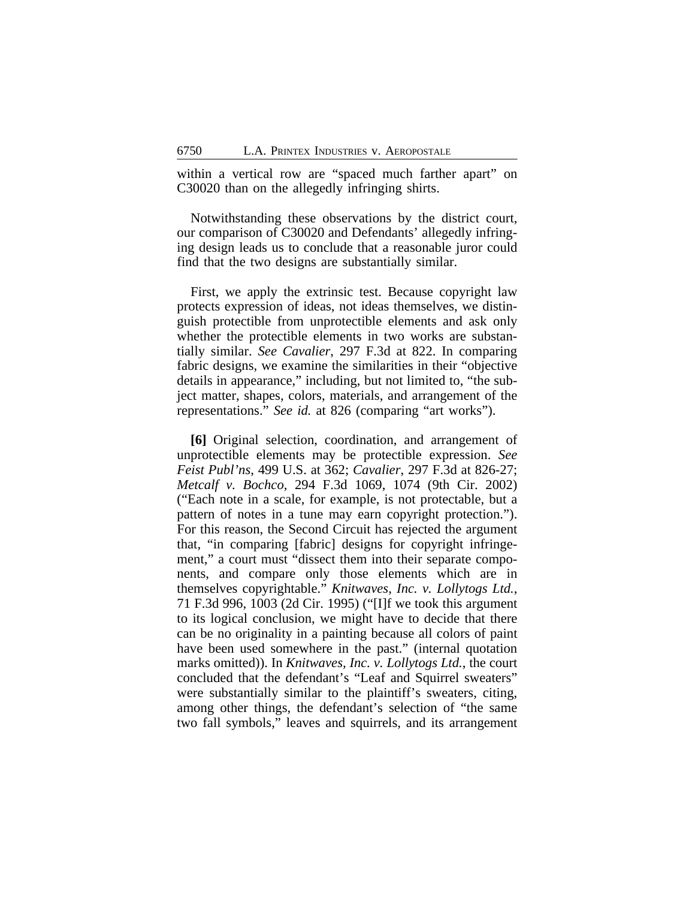within a vertical row are "spaced much farther apart" on C30020 than on the allegedly infringing shirts.

Notwithstanding these observations by the district court, our comparison of C30020 and Defendants' allegedly infringing design leads us to conclude that a reasonable juror could find that the two designs are substantially similar.

First, we apply the extrinsic test. Because copyright law protects expression of ideas, not ideas themselves, we distinguish protectible from unprotectible elements and ask only whether the protectible elements in two works are substantially similar. *See Cavalier*, 297 F.3d at 822. In comparing fabric designs, we examine the similarities in their "objective details in appearance," including, but not limited to, "the subject matter, shapes, colors, materials, and arrangement of the representations." *See id.* at 826 (comparing "art works").

**[6]** Original selection, coordination, and arrangement of unprotectible elements may be protectible expression. *See Feist Publ'ns*, 499 U.S. at 362; *Cavalier*, 297 F.3d at 826-27; *Metcalf v. Bochco*, 294 F.3d 1069, 1074 (9th Cir. 2002) ("Each note in a scale, for example, is not protectable, but a pattern of notes in a tune may earn copyright protection."). For this reason, the Second Circuit has rejected the argument that, "in comparing [fabric] designs for copyright infringement," a court must "dissect them into their separate components, and compare only those elements which are in themselves copyrightable." *Knitwaves, Inc. v. Lollytogs Ltd.*, 71 F.3d 996, 1003 (2d Cir. 1995) ("[I]f we took this argument to its logical conclusion, we might have to decide that there can be no originality in a painting because all colors of paint have been used somewhere in the past." (internal quotation marks omitted)). In *Knitwaves, Inc. v. Lollytogs Ltd.*, the court concluded that the defendant's "Leaf and Squirrel sweaters" were substantially similar to the plaintiff's sweaters, citing, among other things, the defendant's selection of "the same two fall symbols," leaves and squirrels, and its arrangement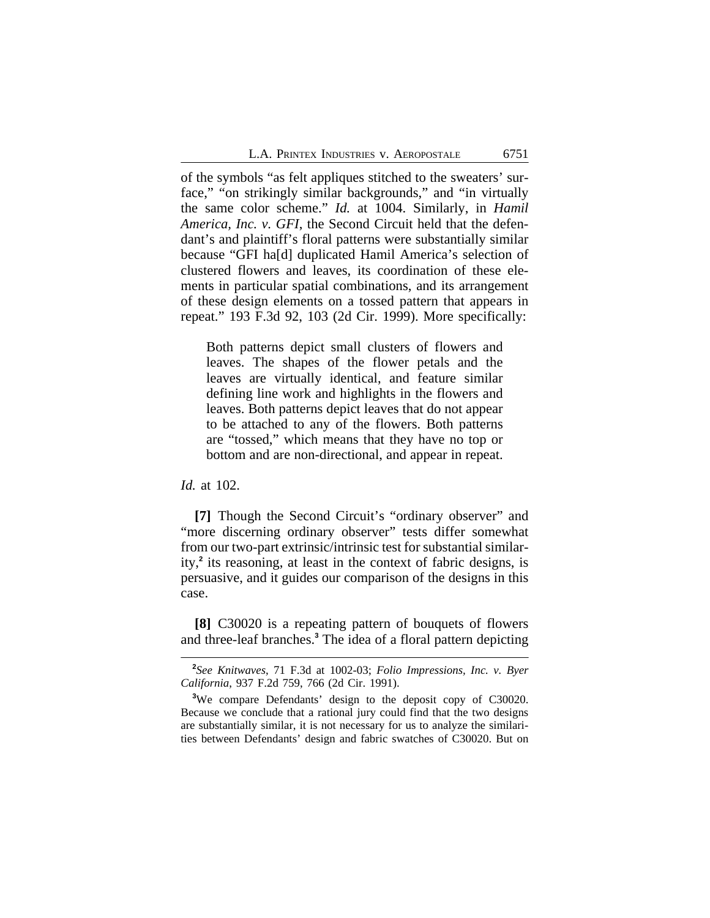of the symbols "as felt appliques stitched to the sweaters' surface," "on strikingly similar backgrounds," and "in virtually the same color scheme." *Id.* at 1004. Similarly, in *Hamil America, Inc. v. GFI*, the Second Circuit held that the defendant's and plaintiff's floral patterns were substantially similar because "GFI ha[d] duplicated Hamil America's selection of clustered flowers and leaves, its coordination of these elements in particular spatial combinations, and its arrangement of these design elements on a tossed pattern that appears in repeat." 193 F.3d 92, 103 (2d Cir. 1999). More specifically:

> Both patterns depict small clusters of flowers and leaves. The shapes of the flower petals and the leaves are virtually identical, and feature similar defining line work and highlights in the flowers and leaves. Both patterns depict leaves that do not appear to be attached to any of the flowers. Both patterns are "tossed," which means that they have no top or bottom and are non-directional, and appear in repeat.

*Id.* at 102.

**[7]** Though the Second Circuit's "ordinary observer" and "more discerning ordinary observer" tests differ somewhat from our two-part extrinsic/intrinsic test for substantial similarity,[2] its reasoning, at least in the context of fabric designs, is persuasive, and it guides our comparison of the designs in this case.

**[8]** C30020 is a repeating pattern of bouquets of flowers and three-leaf branches.[3] The idea of a floral pattern depicting

---

[2] *See Knitwaves*, 71 F.3d at 1002-03; *Folio Impressions, Inc. v. Byer California*, 937 F.2d 759, 766 (2d Cir. 1991).

[3] We compare Defendants' design to the deposit copy of C30020. Because we conclude that a rational jury could find that the two designs are substantially similar, it is not necessary for us to analyze the similarities between Defendants' design and fabric swatches of C30020. But on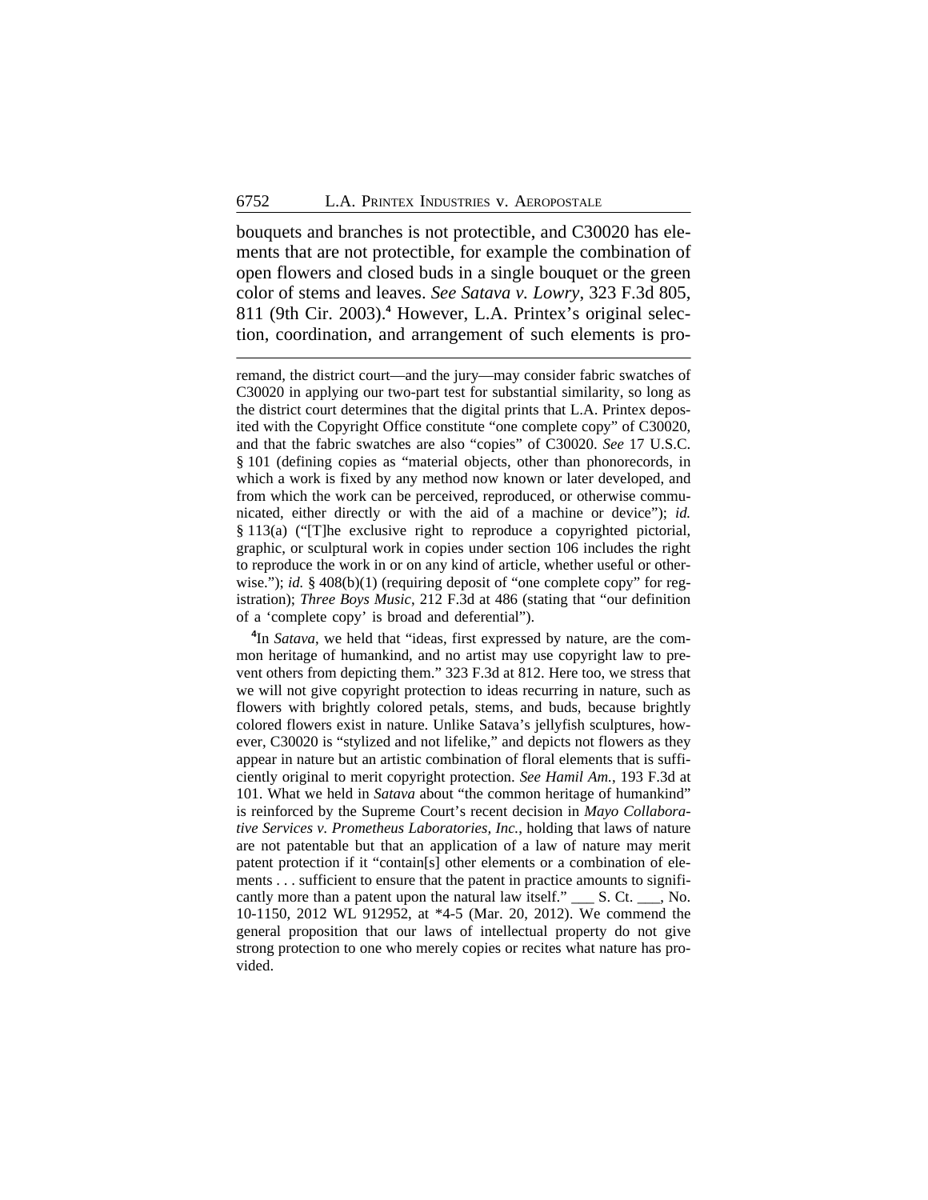bouquets and branches is not protectible, and C30020 has elements that are not protectible, for example the combination of open flowers and closed buds in a single bouquet or the green color of stems and leaves. *See Satava v. Lowry*, 323 F.3d 805, 811 (9th Cir. 2003).[4] However, L.A. Printex's original selection, coordination, and arrangement of such elements is pro-

---

remand, the district court—and the jury—may consider fabric swatches of C30020 in applying our two-part test for substantial similarity, so long as the district court determines that the digital prints that L.A. Printex deposited with the Copyright Office constitute "one complete copy" of C30020, and that the fabric swatches are also "copies" of C30020. *See* 17 U.S.C. § 101 (defining copies as "material objects, other than phonorecords, in which a work is fixed by any method now known or later developed, and from which the work can be perceived, reproduced, or otherwise communicated, either directly or with the aid of a machine or device"); *id.* § 113(a) ("[T]he exclusive right to reproduce a copyrighted pictorial, graphic, or sculptural work in copies under section 106 includes the right to reproduce the work in or on any kind of article, whether useful or otherwise."); *id.* § 408(b)(1) (requiring deposit of "one complete copy" for registration); *Three Boys Music*, 212 F.3d at 486 (stating that "our definition of a 'complete copy' is broad and deferential").

[4]In *Satava*, we held that "ideas, first expressed by nature, are the common heritage of humankind, and no artist may use copyright law to prevent others from depicting them." 323 F.3d at 812. Here too, we stress that we will not give copyright protection to ideas recurring in nature, such as flowers with brightly colored petals, stems, and buds, because brightly colored flowers exist in nature. Unlike Satava's jellyfish sculptures, however, C30020 is "stylized and not lifelike," and depicts not flowers as they appear in nature but an artistic combination of floral elements that is sufficiently original to merit copyright protection. *See Hamil Am.*, 193 F.3d at 101. What we held in *Satava* about "the common heritage of humankind" is reinforced by the Supreme Court's recent decision in *Mayo Collaborative Services v. Prometheus Laboratories, Inc.*, holding that laws of nature are not patentable but that an application of a law of nature may merit patent protection if it "contain[s] other elements or a combination of elements . . . sufficient to ensure that the patent in practice amounts to significantly more than a patent upon the natural law itself." ___ S. Ct. ___, No. 10-1150, 2012 WL 912952, at *4-5 (Mar. 20, 2012). We commend the general proposition that our laws of intellectual property do not give strong protection to one who merely copies or recites what nature has provided.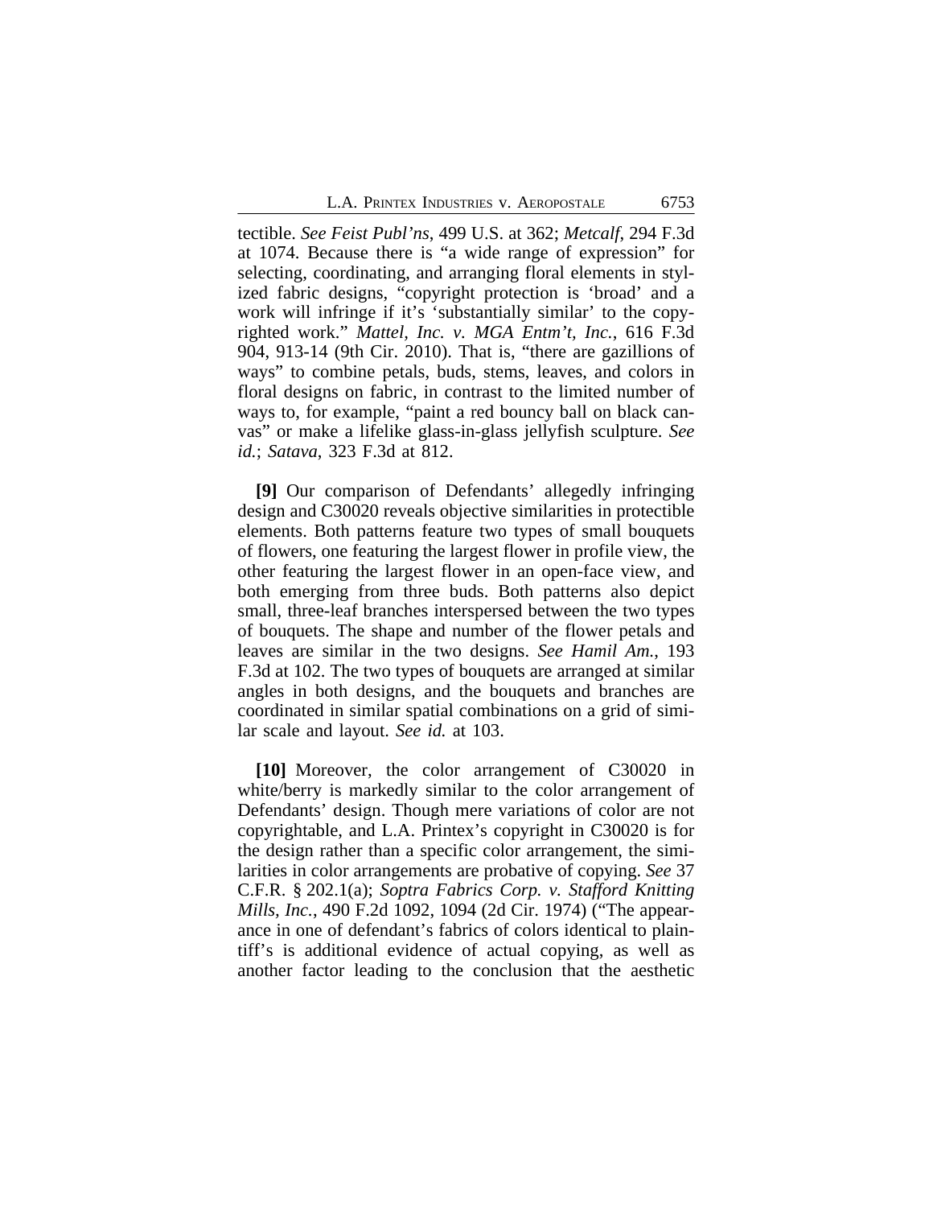tectible. *See Feist Publ'ns*, 499 U.S. at 362; *Metcalf*, 294 F.3d at 1074. Because there is "a wide range of expression" for selecting, coordinating, and arranging floral elements in stylized fabric designs, "copyright protection is 'broad' and a work will infringe if it's 'substantially similar' to the copyrighted work." *Mattel, Inc. v. MGA Entm't, Inc.*, 616 F.3d 904, 913-14 (9th Cir. 2010). That is, "there are gazillions of ways" to combine petals, buds, stems, leaves, and colors in floral designs on fabric, in contrast to the limited number of ways to, for example, "paint a red bouncy ball on black canvas" or make a lifelike glass-in-glass jellyfish sculpture. *See id.*; *Satava*, 323 F.3d at 812.

**[9]** Our comparison of Defendants' allegedly infringing design and C30020 reveals objective similarities in protectible elements. Both patterns feature two types of small bouquets of flowers, one featuring the largest flower in profile view, the other featuring the largest flower in an open-face view, and both emerging from three buds. Both patterns also depict small, three-leaf branches interspersed between the two types of bouquets. The shape and number of the flower petals and leaves are similar in the two designs. *See Hamil Am.*, 193 F.3d at 102. The two types of bouquets are arranged at similar angles in both designs, and the bouquets and branches are coordinated in similar spatial combinations on a grid of similar scale and layout. *See id.* at 103.

**[10]** Moreover, the color arrangement of C30020 in white/berry is markedly similar to the color arrangement of Defendants' design. Though mere variations of color are not copyrightable, and L.A. Printex's copyright in C30020 is for the design rather than a specific color arrangement, the similarities in color arrangements are probative of copying. *See* 37 C.F.R. § 202.1(a); *Soptra Fabrics Corp. v. Stafford Knitting Mills, Inc.*, 490 F.2d 1092, 1094 (2d Cir. 1974) ("The appearance in one of defendant's fabrics of colors identical to plaintiff's is additional evidence of actual copying, as well as another factor leading to the conclusion that the aesthetic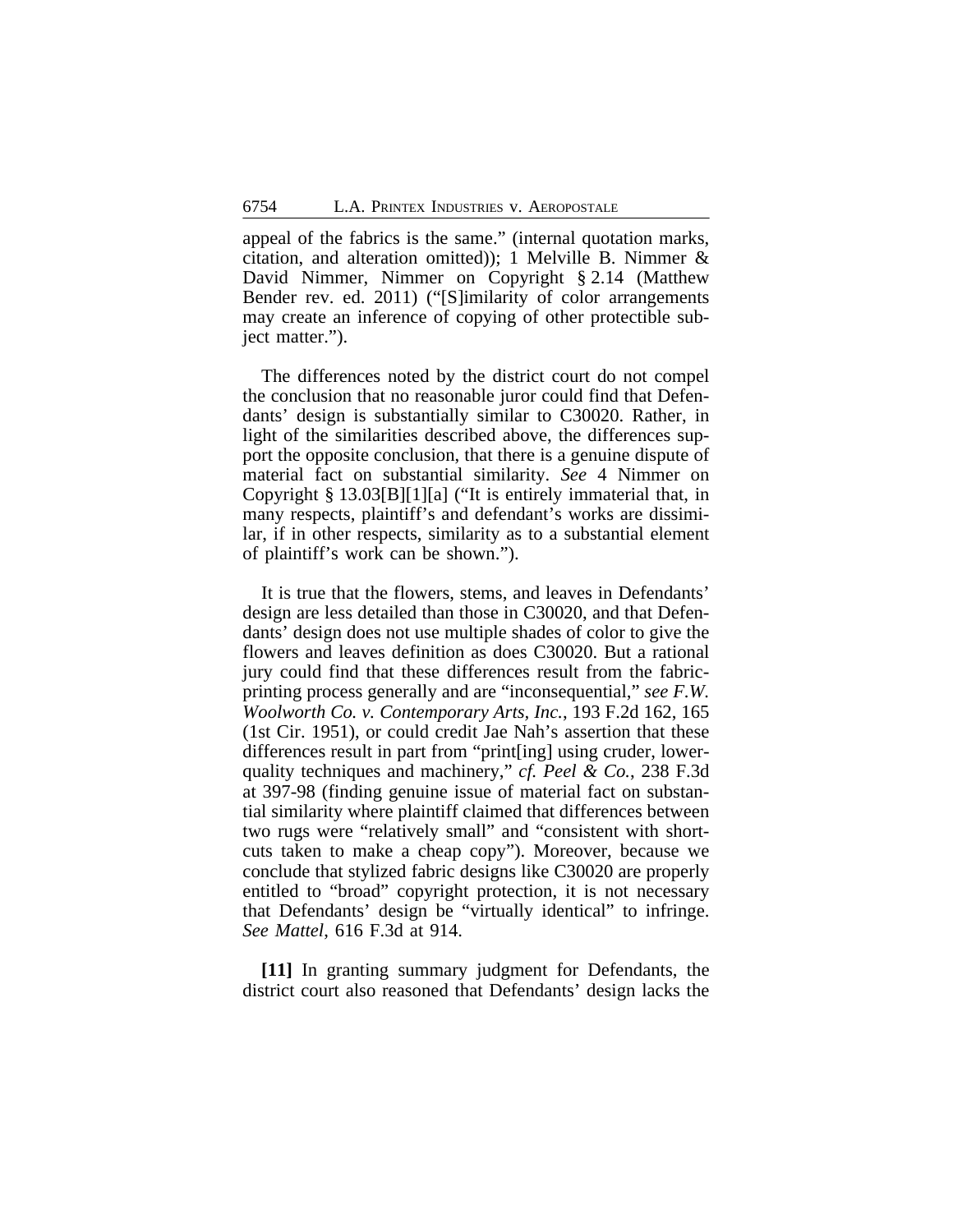appeal of the fabrics is the same." (internal quotation marks, citation, and alteration omitted)); 1 Melville B. Nimmer & David Nimmer, Nimmer on Copyright § 2.14 (Matthew Bender rev. ed. 2011) ("[S]imilarity of color arrangements may create an inference of copying of other protectible subject matter.").

The differences noted by the district court do not compel the conclusion that no reasonable juror could find that Defendants' design is substantially similar to C30020. Rather, in light of the similarities described above, the differences support the opposite conclusion, that there is a genuine dispute of material fact on substantial similarity. *See* 4 Nimmer on Copyright § 13.03[B][1][a] ("It is entirely immaterial that, in many respects, plaintiff's and defendant's works are dissimilar, if in other respects, similarity as to a substantial element of plaintiff's work can be shown.").

It is true that the flowers, stems, and leaves in Defendants' design are less detailed than those in C30020, and that Defendants' design does not use multiple shades of color to give the flowers and leaves definition as does C30020. But a rational jury could find that these differences result from the fabric-printing process generally and are "inconsequential," *see F.W. Woolworth Co. v. Contemporary Arts, Inc.*, 193 F.2d 162, 165 (1st Cir. 1951), or could credit Jae Nah's assertion that these differences result in part from "print[ing] using cruder, lower-quality techniques and machinery," *cf. Peel & Co.*, 238 F.3d at 397-98 (finding genuine issue of material fact on substantial similarity where plaintiff claimed that differences between two rugs were "relatively small" and "consistent with shortcuts taken to make a cheap copy"). Moreover, because we conclude that stylized fabric designs like C30020 are properly entitled to "broad" copyright protection, it is not necessary that Defendants' design be "virtually identical" to infringe. *See Mattel*, 616 F.3d at 914.

**[11]** In granting summary judgment for Defendants, the district court also reasoned that Defendants' design lacks the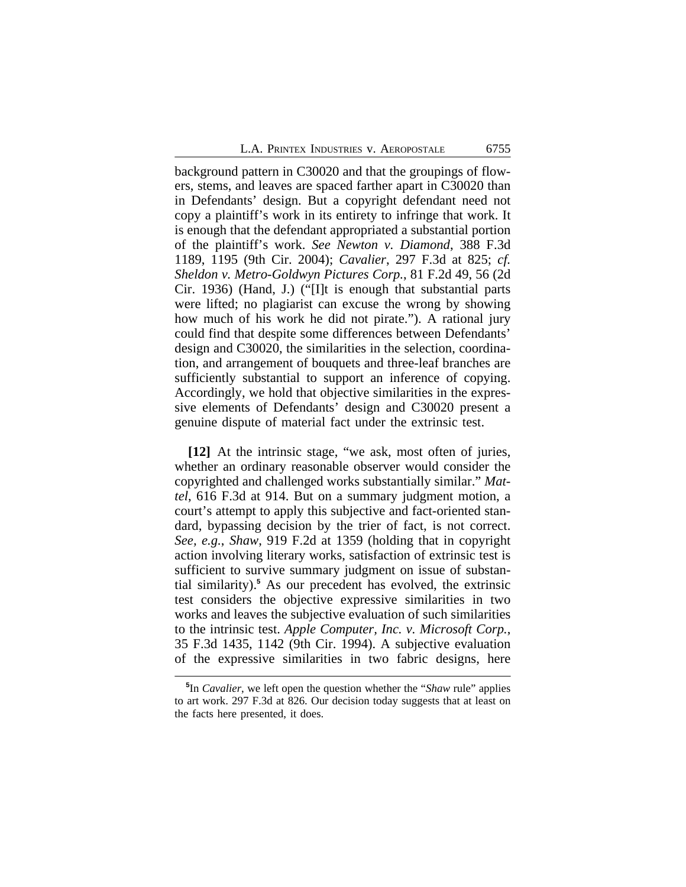background pattern in C30020 and that the groupings of flowers, stems, and leaves are spaced farther apart in C30020 than in Defendants' design. But a copyright defendant need not copy a plaintiff's work in its entirety to infringe that work. It is enough that the defendant appropriated a substantial portion of the plaintiff's work. *See Newton v. Diamond*, 388 F.3d 1189, 1195 (9th Cir. 2004); *Cavalier*, 297 F.3d at 825; *cf. Sheldon v. Metro-Goldwyn Pictures Corp.*, 81 F.2d 49, 56 (2d Cir. 1936) (Hand, J.) ("[I]t is enough that substantial parts were lifted; no plagiarist can excuse the wrong by showing how much of his work he did not pirate."). A rational jury could find that despite some differences between Defendants' design and C30020, the similarities in the selection, coordination, and arrangement of bouquets and three-leaf branches are sufficiently substantial to support an inference of copying. Accordingly, we hold that objective similarities in the expressive elements of Defendants' design and C30020 present a genuine dispute of material fact under the extrinsic test.

**[12]** At the intrinsic stage, "we ask, most often of juries, whether an ordinary reasonable observer would consider the copyrighted and challenged works substantially similar." *Mattel*, 616 F.3d at 914. But on a summary judgment motion, a court's attempt to apply this subjective and fact-oriented standard, bypassing decision by the trier of fact, is not correct. *See, e.g.*, *Shaw*, 919 F.2d at 1359 (holding that in copyright action involving literary works, satisfaction of extrinsic test is sufficient to survive summary judgment on issue of substantial similarity).[5] As our precedent has evolved, the extrinsic test considers the objective expressive similarities in two works and leaves the subjective evaluation of such similarities to the intrinsic test. *Apple Computer, Inc. v. Microsoft Corp.*, 35 F.3d 1435, 1142 (9th Cir. 1994). A subjective evaluation of the expressive similarities in two fabric designs, here

---

[5]In *Cavalier*, we left open the question whether the "*Shaw* rule" applies to art work. 297 F.3d at 826. Our decision today suggests that at least on the facts here presented, it does.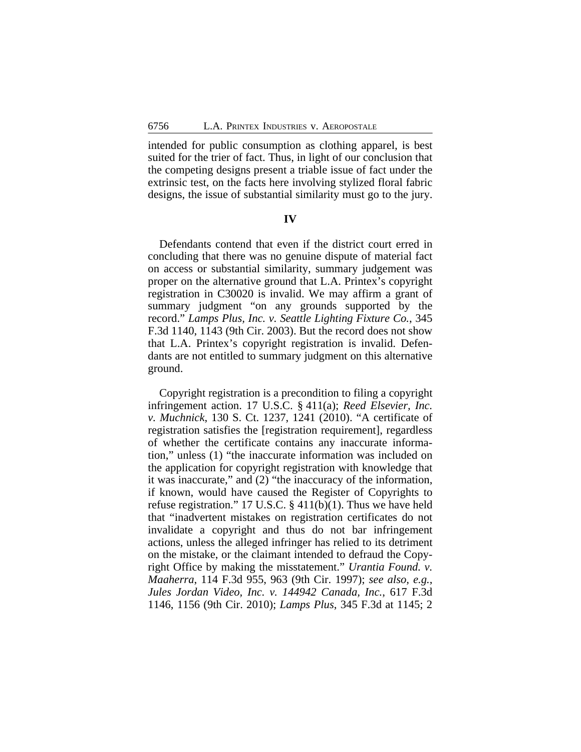intended for public consumption as clothing apparel, is best suited for the trier of fact. Thus, in light of our conclusion that the competing designs present a triable issue of fact under the extrinsic test, on the facts here involving stylized floral fabric designs, the issue of substantial similarity must go to the jury.

## IV

Defendants contend that even if the district court erred in concluding that there was no genuine dispute of material fact on access or substantial similarity, summary judgement was proper on the alternative ground that L.A. Printex's copyright registration in C30020 is invalid. We may affirm a grant of summary judgment "on any grounds supported by the record." *Lamps Plus, Inc. v. Seattle Lighting Fixture Co.*, 345 F.3d 1140, 1143 (9th Cir. 2003). But the record does not show that L.A. Printex's copyright registration is invalid. Defendants are not entitled to summary judgment on this alternative ground.

Copyright registration is a precondition to filing a copyright infringement action. 17 U.S.C. § 411(a); *Reed Elsevier, Inc. v. Muchnick*, 130 S. Ct. 1237, 1241 (2010). "A certificate of registration satisfies the [registration requirement], regardless of whether the certificate contains any inaccurate information," unless (1) "the inaccurate information was included on the application for copyright registration with knowledge that it was inaccurate," and (2) "the inaccuracy of the information, if known, would have caused the Register of Copyrights to refuse registration." 17 U.S.C. § 411(b)(1). Thus we have held that "inadvertent mistakes on registration certificates do not invalidate a copyright and thus do not bar infringement actions, unless the alleged infringer has relied to its detriment on the mistake, or the claimant intended to defraud the Copyright Office by making the misstatement." *Urantia Found. v. Maaherra*, 114 F.3d 955, 963 (9th Cir. 1997); *see also, e.g.*, *Jules Jordan Video, Inc. v. 144942 Canada, Inc.*, 617 F.3d 1146, 1156 (9th Cir. 2010); *Lamps Plus*, 345 F.3d at 1145; 2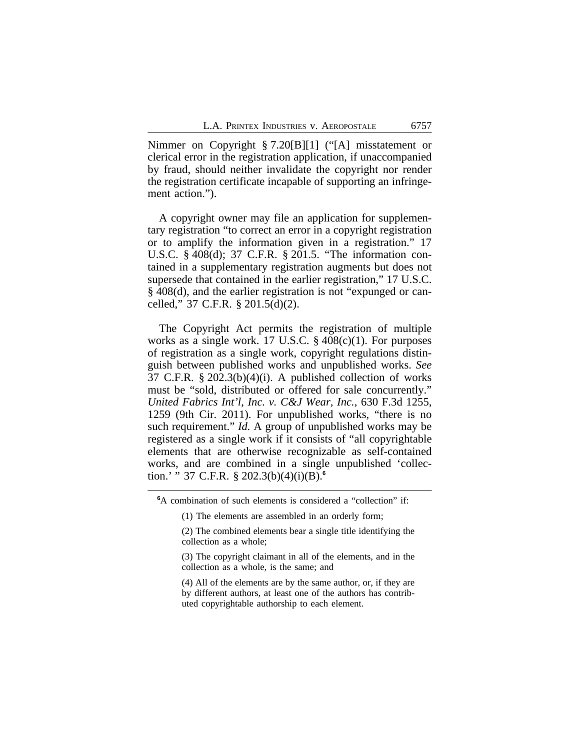Nimmer on Copyright § 7.20[B][1] ("[A] misstatement or clerical error in the registration application, if unaccompanied by fraud, should neither invalidate the copyright nor render the registration certificate incapable of supporting an infringement action.").

A copyright owner may file an application for supplementary registration "to correct an error in a copyright registration or to amplify the information given in a registration." 17 U.S.C. § 408(d); 37 C.F.R. § 201.5. "The information contained in a supplementary registration augments but does not supersede that contained in the earlier registration," 17 U.S.C. § 408(d), and the earlier registration is not "expunged or cancelled," 37 C.F.R. § 201.5(d)(2).

The Copyright Act permits the registration of multiple works as a single work. 17 U.S.C. § 408(c)(1). For purposes of registration as a single work, copyright regulations distinguish between published works and unpublished works. *See* 37 C.F.R. § 202.3(b)(4)(i). A published collection of works must be "sold, distributed or offered for sale concurrently." *United Fabrics Int'l, Inc. v. C&J Wear, Inc.*, 630 F.3d 1255, 1259 (9th Cir. 2011). For unpublished works, "there is no such requirement." *Id.* A group of unpublished works may be registered as a single work if it consists of "all copyrightable elements that are otherwise recognizable as self-contained works, and are combined in a single unpublished 'collection.' " 37 C.F.R. § 202.3(b)(4)(i)(B).[6]

---

[6]A combination of such elements is considered a "collection" if:

> (1) The elements are assembled in an orderly form;
>
> (2) The combined elements bear a single title identifying the collection as a whole;
>
> (3) The copyright claimant in all of the elements, and in the collection as a whole, is the same; and
>
> (4) All of the elements are by the same author, or, if they are by different authors, at least one of the authors has contributed copyrightable authorship to each element.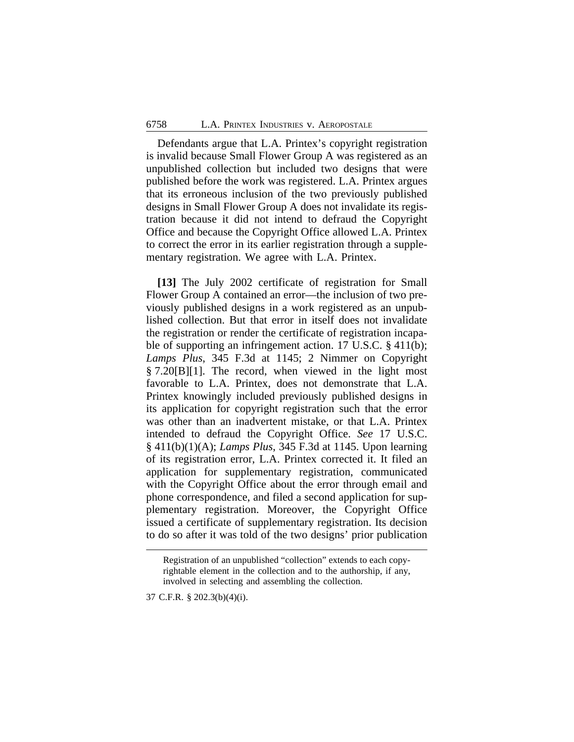Defendants argue that L.A. Printex's copyright registration is invalid because Small Flower Group A was registered as an unpublished collection but included two designs that were published before the work was registered. L.A. Printex argues that its erroneous inclusion of the two previously published designs in Small Flower Group A does not invalidate its registration because it did not intend to defraud the Copyright Office and because the Copyright Office allowed L.A. Printex to correct the error in its earlier registration through a supplementary registration. We agree with L.A. Printex.

**[13]** The July 2002 certificate of registration for Small Flower Group A contained an error—the inclusion of two previously published designs in a work registered as an unpublished collection. But that error in itself does not invalidate the registration or render the certificate of registration incapable of supporting an infringement action. 17 U.S.C. § 411(b); *Lamps Plus*, 345 F.3d at 1145; 2 Nimmer on Copyright § 7.20[B][1]. The record, when viewed in the light most favorable to L.A. Printex, does not demonstrate that L.A. Printex knowingly included previously published designs in its application for copyright registration such that the error was other than an inadvertent mistake, or that L.A. Printex intended to defraud the Copyright Office. *See* 17 U.S.C. § 411(b)(1)(A); *Lamps Plus*, 345 F.3d at 1145. Upon learning of its registration error, L.A. Printex corrected it. It filed an application for supplementary registration, communicated with the Copyright Office about the error through email and phone correspondence, and filed a second application for supplementary registration. Moreover, the Copyright Office issued a certificate of supplementary registration. Its decision to do so after it was told of the two designs' prior publication

---

Registration of an unpublished "collection" extends to each copyrightable element in the collection and to the authorship, if any, involved in selecting and assembling the collection.

37 C.F.R. § 202.3(b)(4)(i).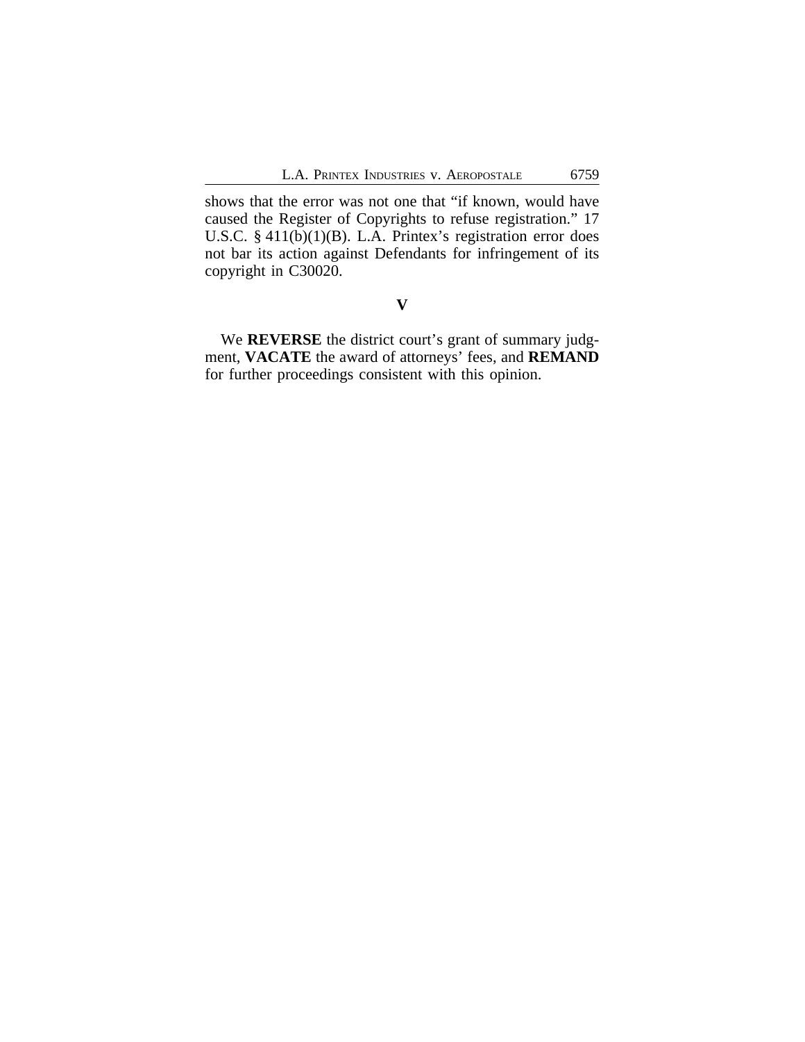shows that the error was not one that "if known, would have caused the Register of Copyrights to refuse registration." 17 U.S.C. § 411(b)(1)(B). L.A. Printex's registration error does not bar its action against Defendants for infringement of its copyright in C30020.

## V

We **REVERSE** the district court's grant of summary judgment, **VACATE** the award of attorneys' fees, and **REMAND** for further proceedings consistent with this opinion.